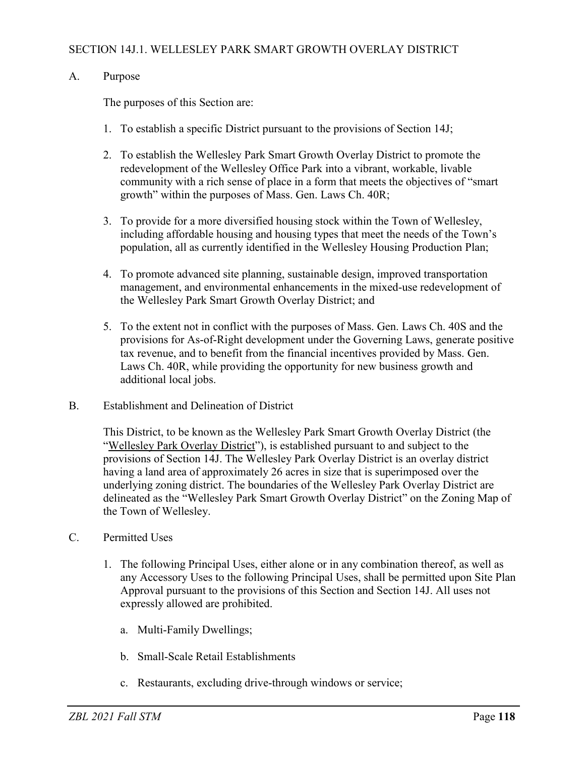## SECTION 14J.1. WELLESLEY PARK SMART GROWTH OVERLAY DISTRICT

A. Purpose

The purposes of this Section are:

1. To establish a specific District pursuant to the provisions of Section 14J;

2. To establish the Wellesley Park Smart Growth Overlay District to promote the redevelopment of the Wellesley Office Park into a vibrant, workable, livable community with a rich sense of place in a form that meets the objectives of "smart growth" within the purposes of Mass. Gen. Laws Ch. 40R;

3. To provide for a more diversified housing stock within the Town of Wellesley, including affordable housing and housing types that meet the needs of the Town's population, all as currently identified in the Wellesley Housing Production Plan;

4. To promote advanced site planning, sustainable design, improved transportation management, and environmental enhancements in the mixed-use redevelopment of the Wellesley Park Smart Growth Overlay District; and

5. To the extent not in conflict with the purposes of Mass. Gen. Laws Ch. 40S and the provisions for As-of-Right development under the Governing Laws, generate positive tax revenue, and to benefit from the financial incentives provided by Mass. Gen. Laws Ch. 40R, while providing the opportunity for new business growth and additional local jobs.

B. Establishment and Delineation of District

This District, to be known as the Wellesley Park Smart Growth Overlay District (the "Wellesley Park Overlay District"), is established pursuant to and subject to the provisions of Section 14J. The Wellesley Park Overlay District is an overlay district having a land area of approximately 26 acres in size that is superimposed over the underlying zoning district. The boundaries of the Wellesley Park Overlay District are delineated as the "Wellesley Park Smart Growth Overlay District" on the Zoning Map of the Town of Wellesley.

C. Permitted Uses

1. The following Principal Uses, either alone or in any combination thereof, as well as any Accessory Uses to the following Principal Uses, shall be permitted upon Site Plan Approval pursuant to the provisions of this Section and Section 14J. All uses not expressly allowed are prohibited.

   a. Multi-Family Dwellings;

   b. Small-Scale Retail Establishments

   c. Restaurants, excluding drive-through windows or service;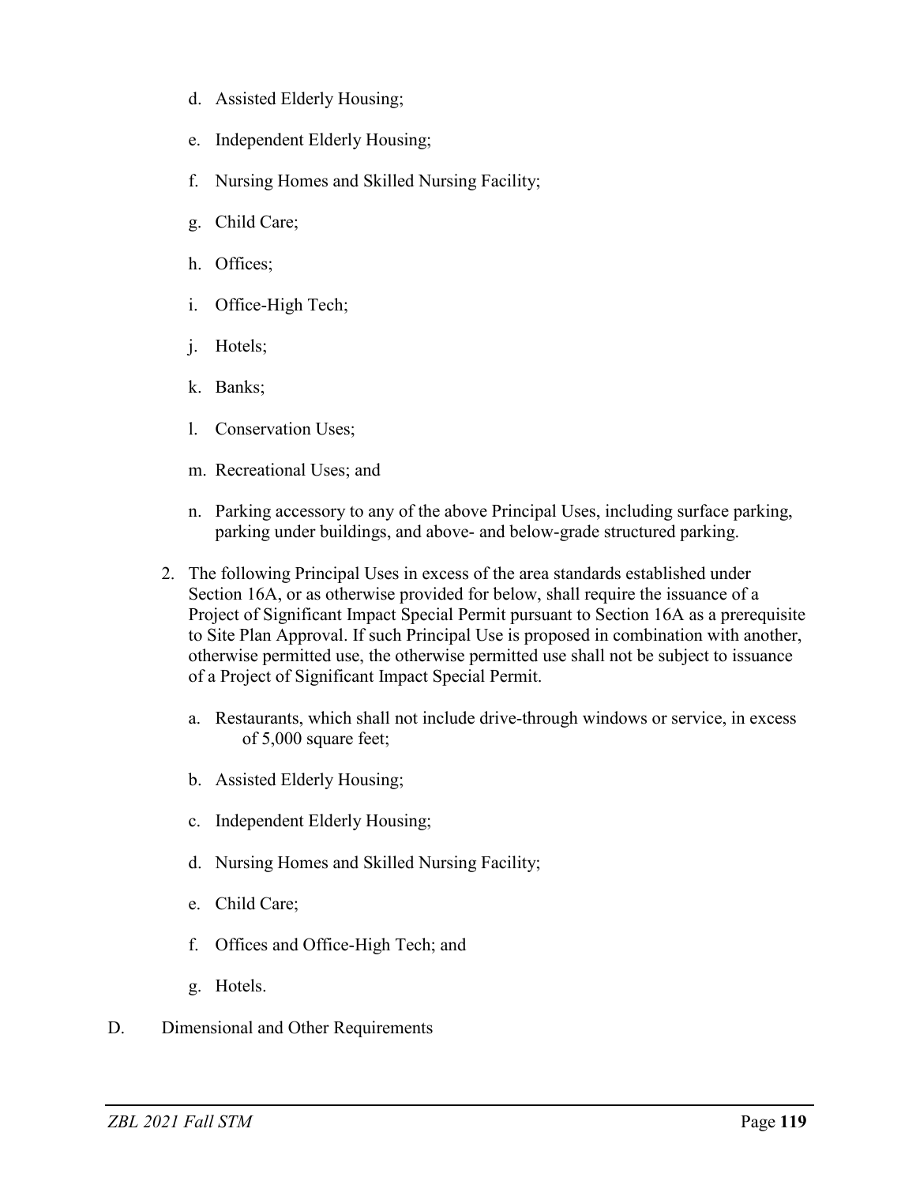d. Assisted Elderly Housing;

e. Independent Elderly Housing;

f. Nursing Homes and Skilled Nursing Facility;

g. Child Care;

h. Offices;

i. Office-High Tech;

j. Hotels;

k. Banks;

l. Conservation Uses;

m. Recreational Uses; and

n. Parking accessory to any of the above Principal Uses, including surface parking, parking under buildings, and above- and below-grade structured parking.

2. The following Principal Uses in excess of the area standards established under Section 16A, or as otherwise provided for below, shall require the issuance of a Project of Significant Impact Special Permit pursuant to Section 16A as a prerequisite to Site Plan Approval. If such Principal Use is proposed in combination with another, otherwise permitted use, the otherwise permitted use shall not be subject to issuance of a Project of Significant Impact Special Permit.

   a. Restaurants, which shall not include drive-through windows or service, in excess of 5,000 square feet;

   b. Assisted Elderly Housing;

   c. Independent Elderly Housing;

   d. Nursing Homes and Skilled Nursing Facility;

   e. Child Care;

   f. Offices and Office-High Tech; and

   g. Hotels.

D. Dimensional and Other Requirements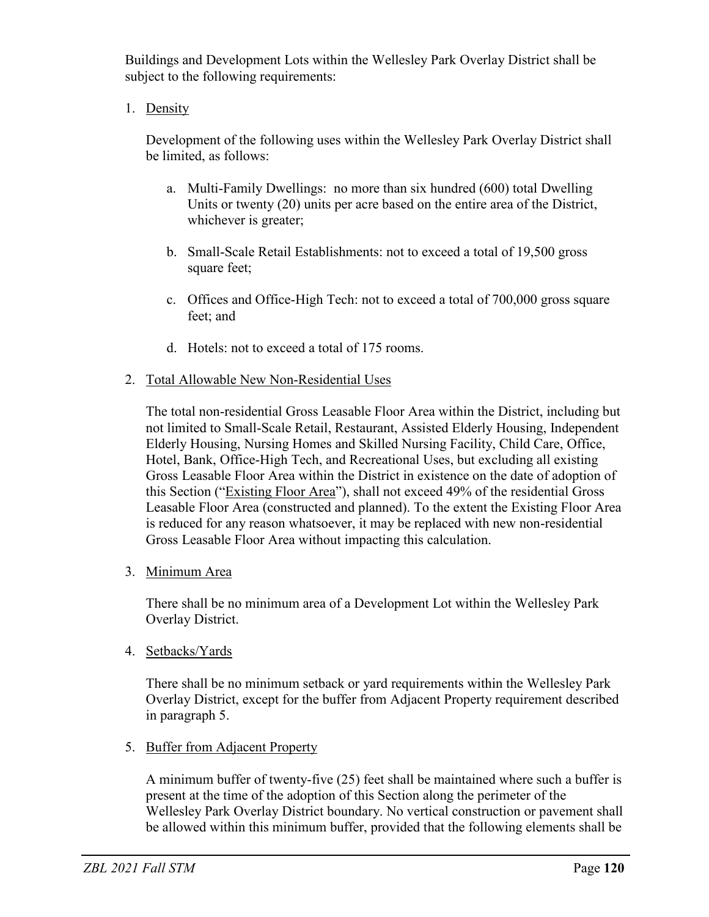Buildings and Development Lots within the Wellesley Park Overlay District shall be subject to the following requirements:

1. Density

   Development of the following uses within the Wellesley Park Overlay District shall be limited, as follows:

   a. Multi-Family Dwellings: no more than six hundred (600) total Dwelling Units or twenty (20) units per acre based on the entire area of the District, whichever is greater;

   b. Small-Scale Retail Establishments: not to exceed a total of 19,500 gross square feet;

   c. Offices and Office-High Tech: not to exceed a total of 700,000 gross square feet; and

   d. Hotels: not to exceed a total of 175 rooms.

2. Total Allowable New Non-Residential Uses

   The total non-residential Gross Leasable Floor Area within the District, including but not limited to Small-Scale Retail, Restaurant, Assisted Elderly Housing, Independent Elderly Housing, Nursing Homes and Skilled Nursing Facility, Child Care, Office, Hotel, Bank, Office-High Tech, and Recreational Uses, but excluding all existing Gross Leasable Floor Area within the District in existence on the date of adoption of this Section ("Existing Floor Area"), shall not exceed 49% of the residential Gross Leasable Floor Area (constructed and planned). To the extent the Existing Floor Area is reduced for any reason whatsoever, it may be replaced with new non-residential Gross Leasable Floor Area without impacting this calculation.

3. Minimum Area

   There shall be no minimum area of a Development Lot within the Wellesley Park Overlay District.

4. Setbacks/Yards

   There shall be no minimum setback or yard requirements within the Wellesley Park Overlay District, except for the buffer from Adjacent Property requirement described in paragraph 5.

5. Buffer from Adjacent Property

   A minimum buffer of twenty-five (25) feet shall be maintained where such a buffer is present at the time of the adoption of this Section along the perimeter of the Wellesley Park Overlay District boundary. No vertical construction or pavement shall be allowed within this minimum buffer, provided that the following elements shall be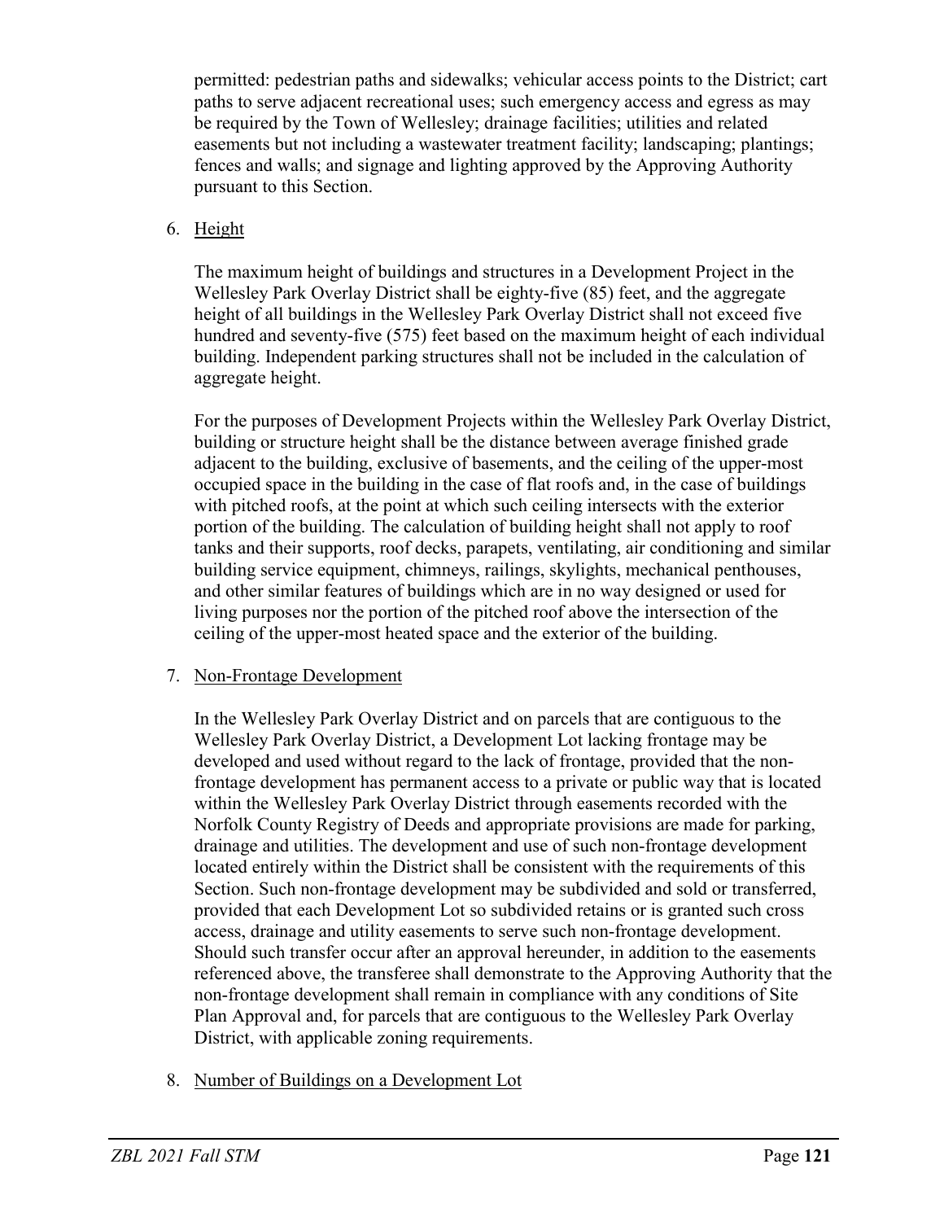permitted: pedestrian paths and sidewalks; vehicular access points to the District; cart paths to serve adjacent recreational uses; such emergency access and egress as may be required by the Town of Wellesley; drainage facilities; utilities and related easements but not including a wastewater treatment facility; landscaping; plantings; fences and walls; and signage and lighting approved by the Approving Authority pursuant to this Section.

6. Height

   The maximum height of buildings and structures in a Development Project in the Wellesley Park Overlay District shall be eighty-five (85) feet, and the aggregate height of all buildings in the Wellesley Park Overlay District shall not exceed five hundred and seventy-five (575) feet based on the maximum height of each individual building. Independent parking structures shall not be included in the calculation of aggregate height.

   For the purposes of Development Projects within the Wellesley Park Overlay District, building or structure height shall be the distance between average finished grade adjacent to the building, exclusive of basements, and the ceiling of the upper-most occupied space in the building in the case of flat roofs and, in the case of buildings with pitched roofs, at the point at which such ceiling intersects with the exterior portion of the building. The calculation of building height shall not apply to roof tanks and their supports, roof decks, parapets, ventilating, air conditioning and similar building service equipment, chimneys, railings, skylights, mechanical penthouses, and other similar features of buildings which are in no way designed or used for living purposes nor the portion of the pitched roof above the intersection of the ceiling of the upper-most heated space and the exterior of the building.

7. Non-Frontage Development

   In the Wellesley Park Overlay District and on parcels that are contiguous to the Wellesley Park Overlay District, a Development Lot lacking frontage may be developed and used without regard to the lack of frontage, provided that the non-frontage development has permanent access to a private or public way that is located within the Wellesley Park Overlay District through easements recorded with the Norfolk County Registry of Deeds and appropriate provisions are made for parking, drainage and utilities. The development and use of such non-frontage development located entirely within the District shall be consistent with the requirements of this Section. Such non-frontage development may be subdivided and sold or transferred, provided that each Development Lot so subdivided retains or is granted such cross access, drainage and utility easements to serve such non-frontage development. Should such transfer occur after an approval hereunder, in addition to the easements referenced above, the transferee shall demonstrate to the Approving Authority that the non-frontage development shall remain in compliance with any conditions of Site Plan Approval and, for parcels that are contiguous to the Wellesley Park Overlay District, with applicable zoning requirements.

8. Number of Buildings on a Development Lot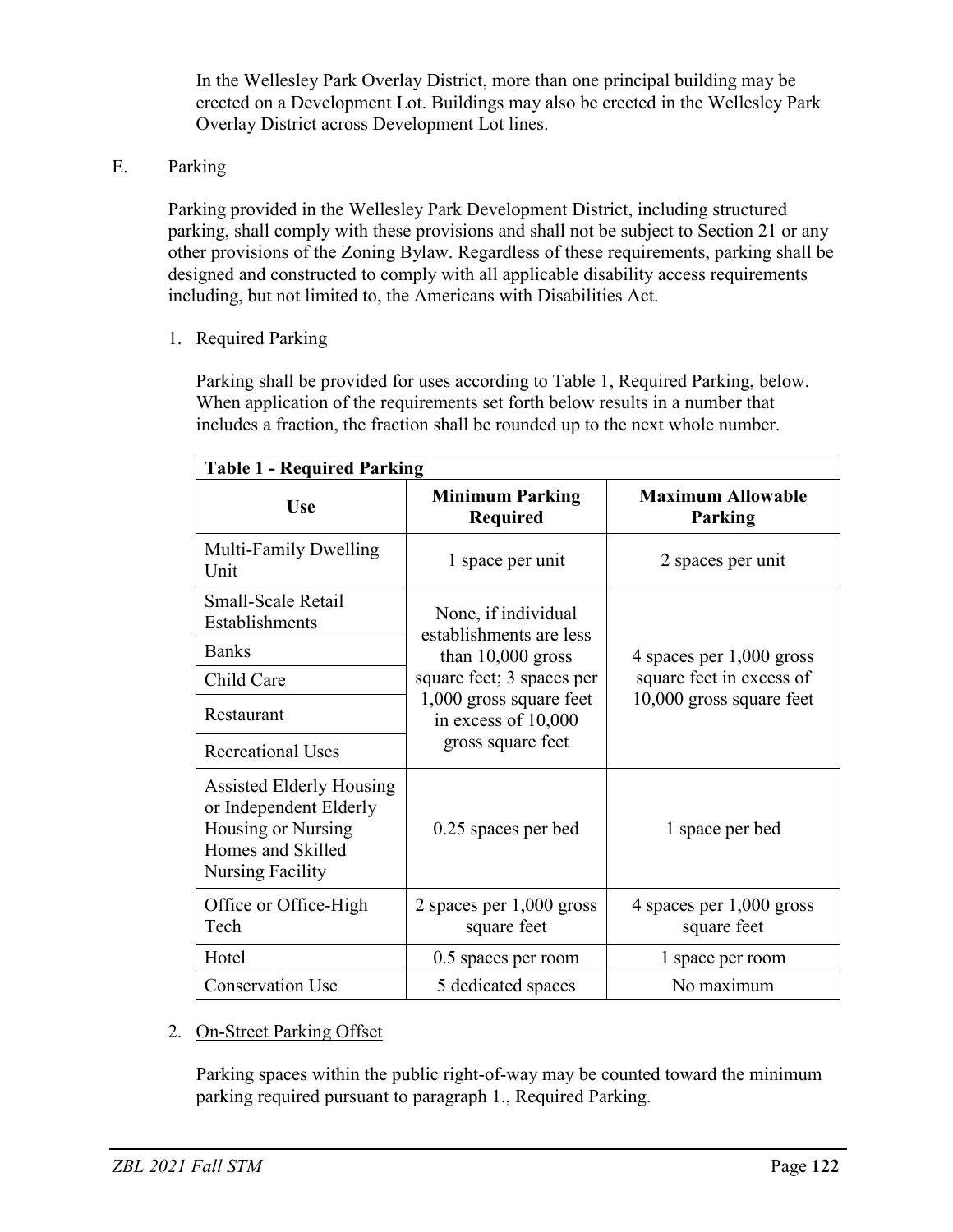In the Wellesley Park Overlay District, more than one principal building may be erected on a Development Lot. Buildings may also be erected in the Wellesley Park Overlay District across Development Lot lines.

E. Parking

Parking provided in the Wellesley Park Development District, including structured parking, shall comply with these provisions and shall not be subject to Section 21 or any other provisions of the Zoning Bylaw. Regardless of these requirements, parking shall be designed and constructed to comply with all applicable disability access requirements including, but not limited to, the Americans with Disabilities Act.

1. Required Parking

Parking shall be provided for uses according to Table 1, Required Parking, below. When application of the requirements set forth below results in a number that includes a fraction, the fraction shall be rounded up to the next whole number.

| **Table 1 - Required Parking** | | |
|---|---|---|
| **Use** | **Minimum Parking Required** | **Maximum Allowable Parking** |
| Multi-Family Dwelling Unit | 1 space per unit | 2 spaces per unit |
| Small-Scale Retail Establishments | None, if individual establishments are less than 10,000 gross square feet; 3 spaces per 1,000 gross square feet in excess of 10,000 gross square feet | 4 spaces per 1,000 gross square feet in excess of 10,000 gross square feet |
| Banks | | |
| Child Care | | |
| Restaurant | | |
| Recreational Uses | | |
| Assisted Elderly Housing or Independent Elderly Housing or Nursing Homes and Skilled Nursing Facility | 0.25 spaces per bed | 1 space per bed |
| Office or Office-High Tech | 2 spaces per 1,000 gross square feet | 4 spaces per 1,000 gross square feet |
| Hotel | 0.5 spaces per room | 1 space per room |
| Conservation Use | 5 dedicated spaces | No maximum |

2. On-Street Parking Offset

Parking spaces within the public right-of-way may be counted toward the minimum parking required pursuant to paragraph 1., Required Parking.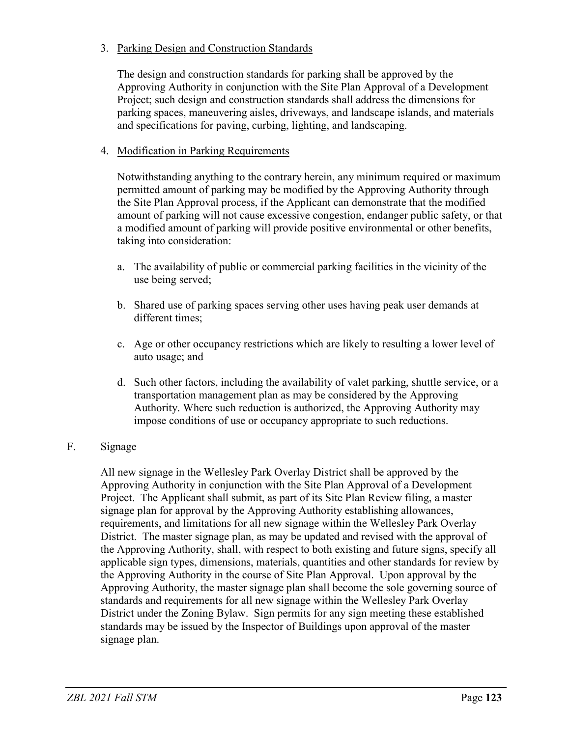3. Parking Design and Construction Standards

   The design and construction standards for parking shall be approved by the Approving Authority in conjunction with the Site Plan Approval of a Development Project; such design and construction standards shall address the dimensions for parking spaces, maneuvering aisles, driveways, and landscape islands, and materials and specifications for paving, curbing, lighting, and landscaping.

4. Modification in Parking Requirements

   Notwithstanding anything to the contrary herein, any minimum required or maximum permitted amount of parking may be modified by the Approving Authority through the Site Plan Approval process, if the Applicant can demonstrate that the modified amount of parking will not cause excessive congestion, endanger public safety, or that a modified amount of parking will provide positive environmental or other benefits, taking into consideration:

   a. The availability of public or commercial parking facilities in the vicinity of the use being served;

   b. Shared use of parking spaces serving other uses having peak user demands at different times;

   c. Age or other occupancy restrictions which are likely to resulting a lower level of auto usage; and

   d. Such other factors, including the availability of valet parking, shuttle service, or a transportation management plan as may be considered by the Approving Authority. Where such reduction is authorized, the Approving Authority may impose conditions of use or occupancy appropriate to such reductions.

F. Signage

All new signage in the Wellesley Park Overlay District shall be approved by the Approving Authority in conjunction with the Site Plan Approval of a Development Project. The Applicant shall submit, as part of its Site Plan Review filing, a master signage plan for approval by the Approving Authority establishing allowances, requirements, and limitations for all new signage within the Wellesley Park Overlay District. The master signage plan, as may be updated and revised with the approval of the Approving Authority, shall, with respect to both existing and future signs, specify all applicable sign types, dimensions, materials, quantities and other standards for review by the Approving Authority in the course of Site Plan Approval. Upon approval by the Approving Authority, the master signage plan shall become the sole governing source of standards and requirements for all new signage within the Wellesley Park Overlay District under the Zoning Bylaw. Sign permits for any sign meeting these established standards may be issued by the Inspector of Buildings upon approval of the master signage plan.